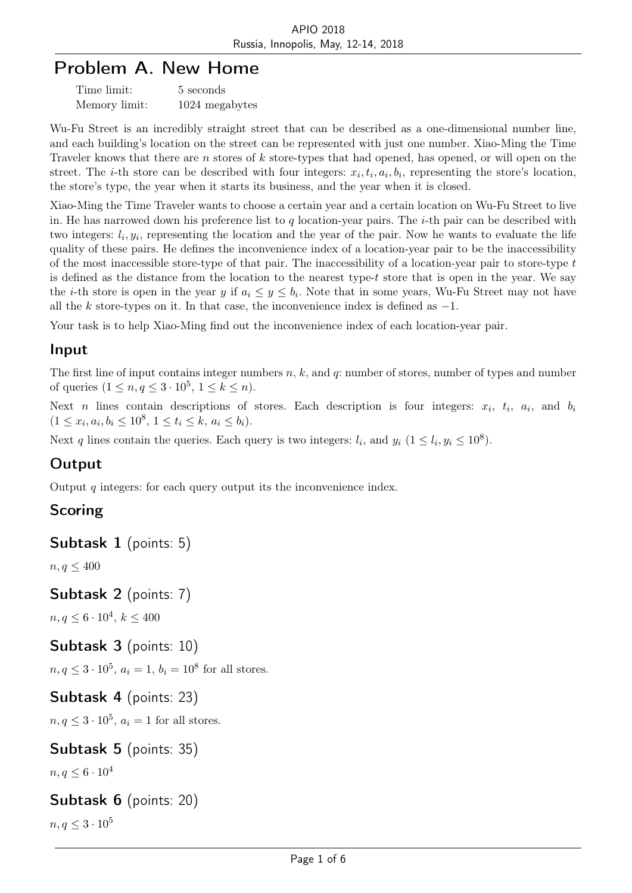# Problem A. New Home

| | |
|---|---|
| Time limit: | 5 seconds |
| Memory limit: | 1024 megabytes |

Wu-Fu Street is an incredibly straight street that can be described as a one-dimensional number line, and each building's location on the street can be represented with just one number. Xiao-Ming the Time Traveler knows that there are $n$ stores of $k$ store-types that had opened, has opened, or will open on the street. The $i$-th store can be described with four integers: $x_i, t_i, a_i, b_i$, representing the store's location, the store's type, the year when it starts its business, and the year when it is closed.

Xiao-Ming the Time Traveler wants to choose a certain year and a certain location on Wu-Fu Street to live in. He has narrowed down his preference list to $q$ location-year pairs. The $i$-th pair can be described with two integers: $l_i, y_i$, representing the location and the year of the pair. Now he wants to evaluate the life quality of these pairs. He defines the inconvenience index of a location-year pair to be the inaccessibility of the most inaccessible store-type of that pair. The inaccessibility of a location-year pair to store-type $t$ is defined as the distance from the location to the nearest type-$t$ store that is open in the year. We say the $i$-th store is open in the year $y$ if $a_i \le y \le b_i$. Note that in some years, Wu-Fu Street may not have all the $k$ store-types on it. In that case, the inconvenience index is defined as $-1$.

Your task is to help Xiao-Ming find out the inconvenience index of each location-year pair.

## Input

The first line of input contains integer numbers $n$, $k$, and $q$: number of stores, number of types and number of queries ($1 \le n, q \le 3 \cdot 10^5$, $1 \le k \le n$).

Next $n$ lines contain descriptions of stores. Each description is four integers: $x_i$, $t_i$, $a_i$, and $b_i$ ($1 \le x_i, a_i, b_i \le 10^8$, $1 \le t_i \le k$, $a_i \le b_i$).

Next $q$ lines contain the queries. Each query is two integers: $l_i$, and $y_i$ ($1 \le l_i, y_i \le 10^8$).

## Output

Output $q$ integers: for each query output its the inconvenience index.

## Scoring

### Subtask 1 (points: 5)

$n, q \le 400$

### Subtask 2 (points: 7)

$n, q \le 6 \cdot 10^4$, $k \le 400$

### Subtask 3 (points: 10)

$n, q \le 3 \cdot 10^5$, $a_i = 1$, $b_i = 10^8$ for all stores.

### Subtask 4 (points: 23)

$n, q \le 3 \cdot 10^5$, $a_i = 1$ for all stores.

### Subtask 5 (points: 35)

$n, q \le 6 \cdot 10^4$

### Subtask 6 (points: 20)

$n, q \le 3 \cdot 10^5$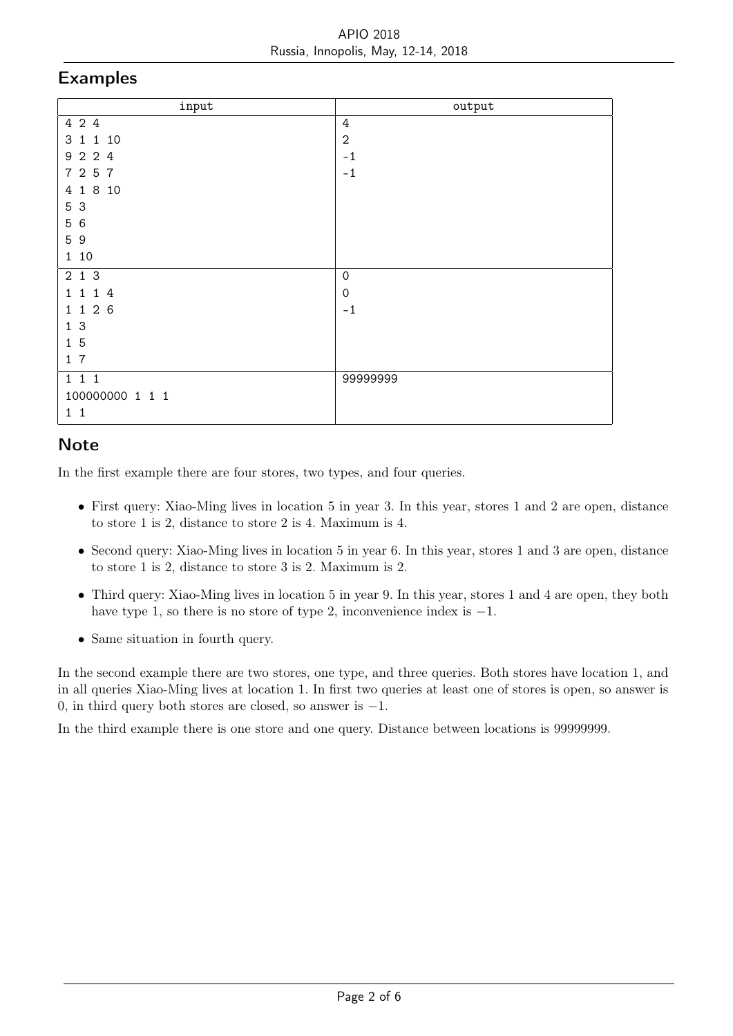## Examples

| input | output |
|---|---|
| 4 2 4<br>3 1 1 10<br>9 2 2 4<br>7 2 5 7<br>4 1 8 10<br>5 3<br>5 6<br>5 9<br>1 10 | 4<br>2<br>-1<br>-1 |
| 2 1 3<br>1 1 1 4<br>1 1 2 6<br>1 3<br>1 5<br>1 7 | 0<br>0<br>-1 |
| 1 1 1<br>100000000 1 1 1<br>1 1 | 99999999 |

## Note

In the first example there are four stores, two types, and four queries.

- First query: Xiao-Ming lives in location 5 in year 3. In this year, stores 1 and 2 are open, distance to store 1 is 2, distance to store 2 is 4. Maximum is 4.
- Second query: Xiao-Ming lives in location 5 in year 6. In this year, stores 1 and 3 are open, distance to store 1 is 2, distance to store 3 is 2. Maximum is 2.
- Third query: Xiao-Ming lives in location 5 in year 9. In this year, stores 1 and 4 are open, they both have type 1, so there is no store of type 2, inconvenience index is $-1$.
- Same situation in fourth query.

In the second example there are two stores, one type, and three queries. Both stores have location 1, and in all queries Xiao-Ming lives at location 1. In first two queries at least one of stores is open, so answer is 0, in third query both stores are closed, so answer is $-1$.

In the third example there is one store and one query. Distance between locations is 99999999.